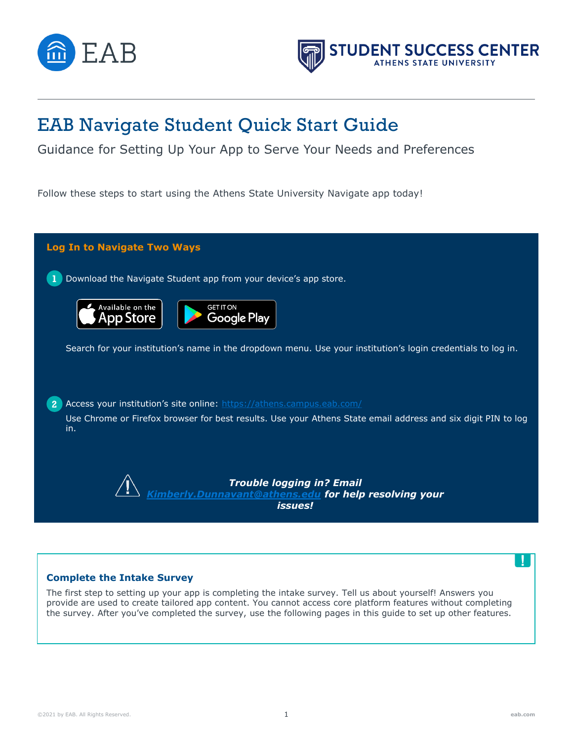# EAB Navigate Student Quick Start Guide

Guidance for Setting Up Your App to Serve Your Needs and Preferences

Follow these steps to start using the Athens State University Navigate app today!

## Log In to Navigate Two Ways

1. Download the Navigate Student app from your device's app store.

   Search for your institution's name in the dropdown menu. Use your institution's login credentials to log in.

2. Access your institution's site online: https://athens.campus.eab.com/

   Use Chrome or Firefox browser for best results. Use your Athens State email address and six digit PIN to log in.

***Trouble logging in? Email Kimberly.Dunnavant@athens.edu for help resolving your issues!***

## Complete the Intake Survey

The first step to setting up your app is completing the intake survey. Tell us about yourself! Answers you provide are used to create tailored app content. You cannot access core platform features without completing the survey. After you've completed the survey, use the following pages in this guide to set up other features.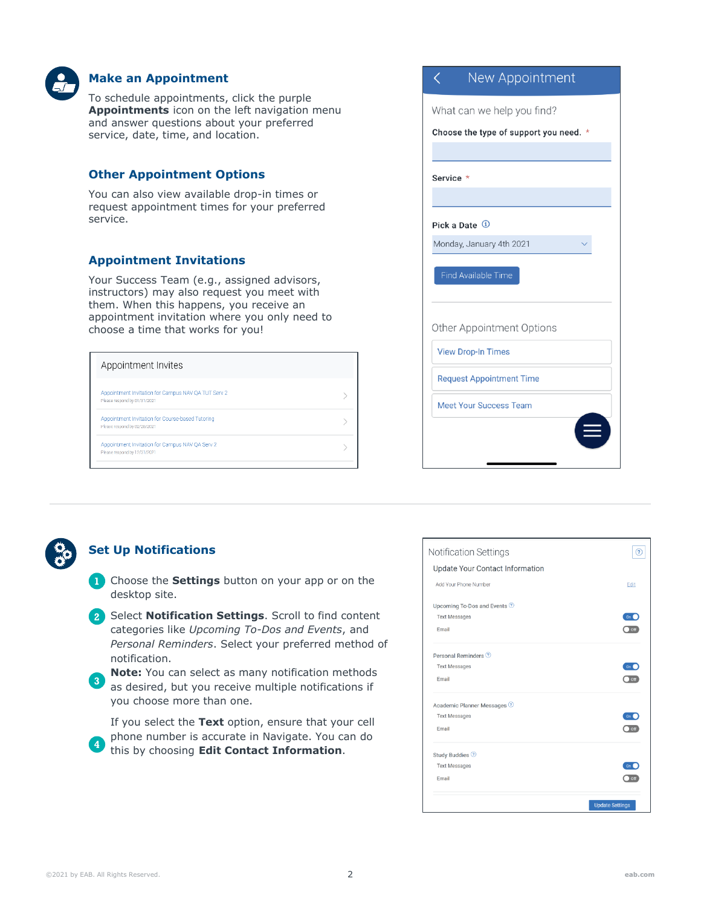## Make an Appointment

To schedule appointments, click the purple **Appointments** icon on the left navigation menu and answer questions about your preferred service, date, time, and location.

## Other Appointment Options

You can also view available drop-in times or request appointment times for your preferred service.

## Appointment Invitations

Your Success Team (e.g., assigned advisors, instructors) may also request you meet with them. When this happens, you receive an appointment invitation where you only need to choose a time that works for you!

## Set Up Notifications

1. Choose the **Settings** button on your app or on the desktop site.
2. Select **Notification Settings**. Scroll to find content categories like *Upcoming To-Dos and Events*, and *Personal Reminders*. Select your preferred method of notification.
3. **Note:** You can select as many notification methods as desired, but you receive multiple notifications if you choose more than one.
4. If you select the **Text** option, ensure that your cell phone number is accurate in Navigate. You can do this by choosing **Edit Contact Information**.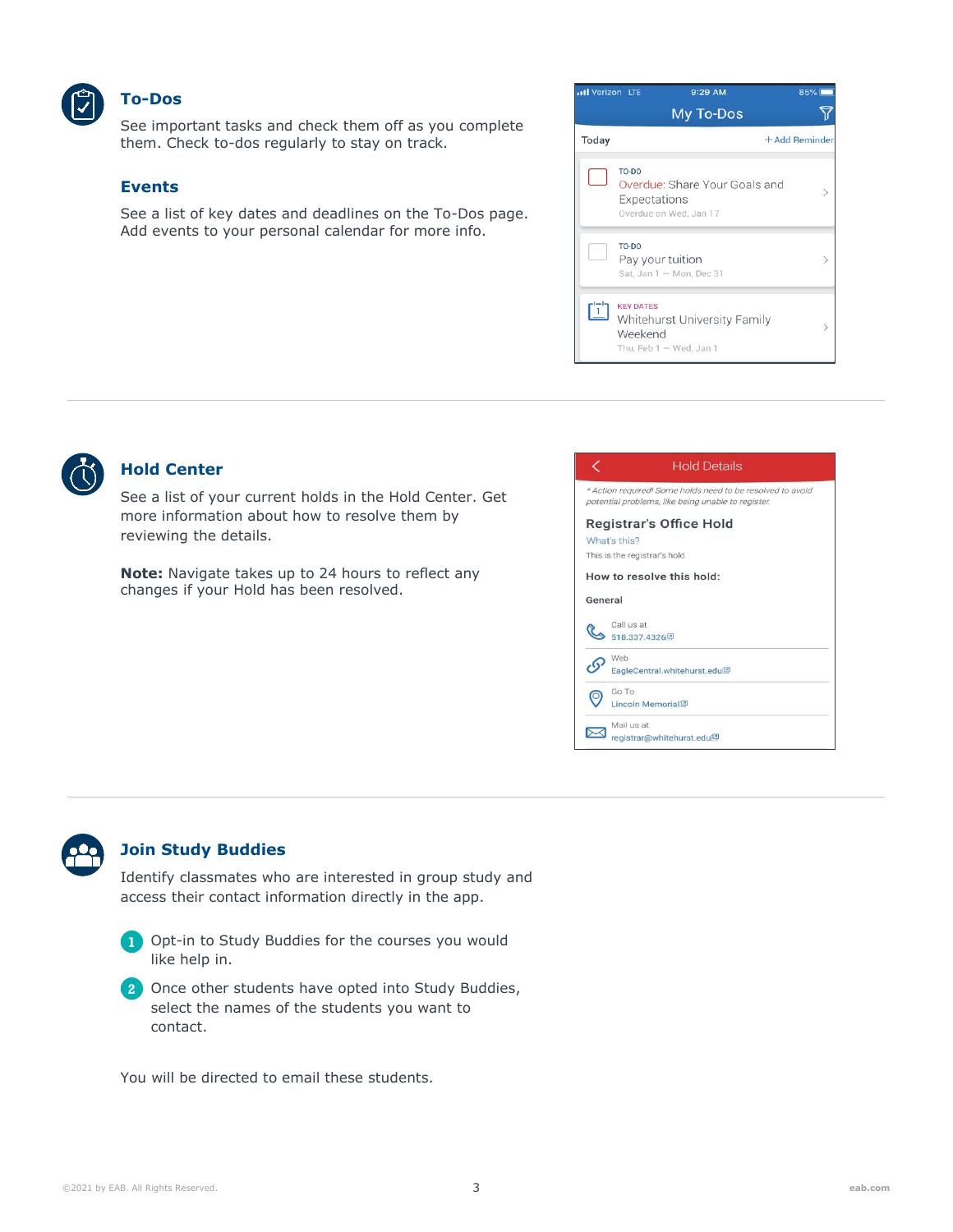## To-Dos

See important tasks and check them off as you complete them. Check to-dos regularly to stay on track.

## Events

See a list of key dates and deadlines on the To-Dos page. Add events to your personal calendar for more info.

## Hold Center

See a list of your current holds in the Hold Center. Get more information about how to resolve them by reviewing the details.

**Note:** Navigate takes up to 24 hours to reflect any changes if your Hold has been resolved.

## Join Study Buddies

Identify classmates who are interested in group study and access their contact information directly in the app.

1. Opt-in to Study Buddies for the courses you would like help in.
2. Once other students have opted into Study Buddies, select the names of the students you want to contact.

You will be directed to email these students.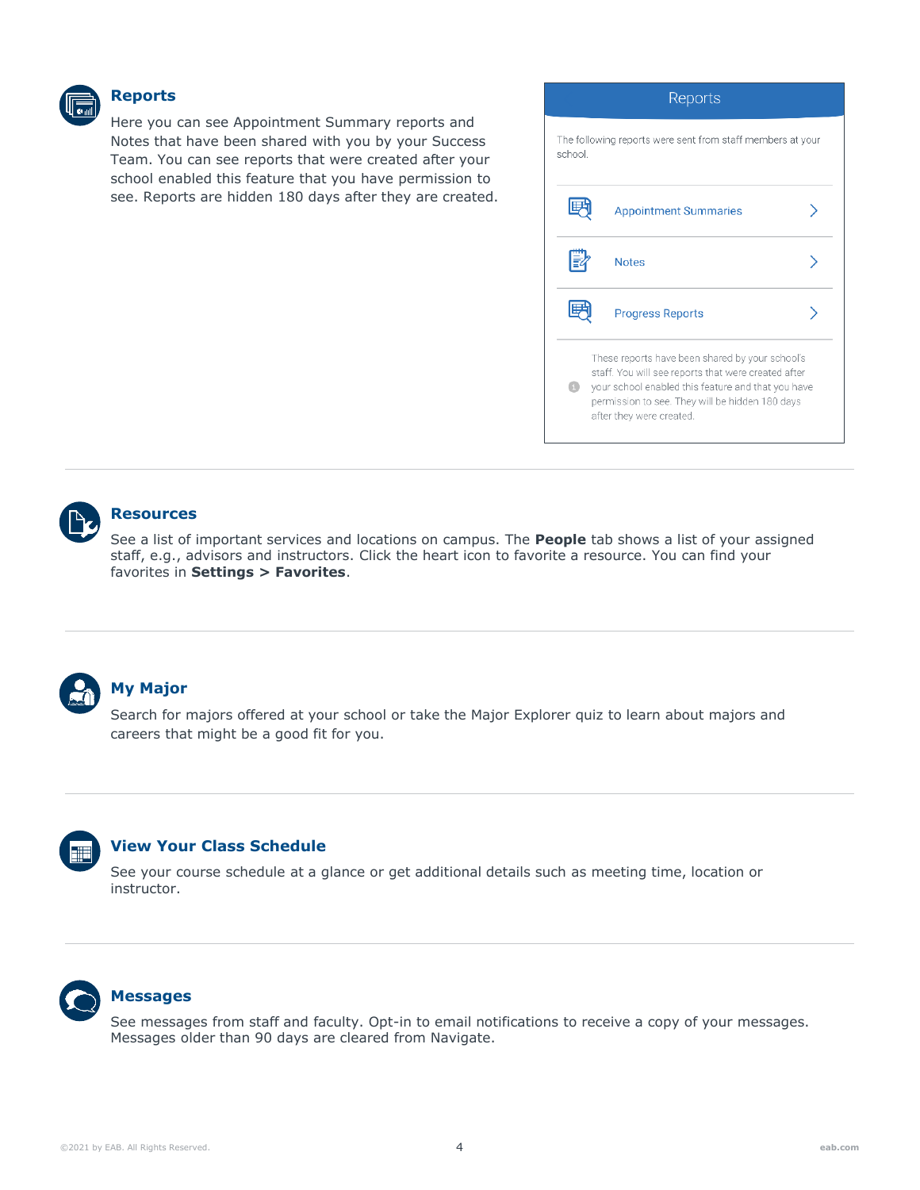## Reports

Here you can see Appointment Summary reports and Notes that have been shared with you by your Success Team. You can see reports that were created after your school enabled this feature that you have permission to see. Reports are hidden 180 days after they are created.

Reports

The following reports were sent from staff members at your school.

Appointment Summaries

Notes

Progress Reports

These reports have been shared by your school's staff. You will see reports that were created after your school enabled this feature and that you have permission to see. They will be hidden 180 days after they were created.

## Resources

See a list of important services and locations on campus. The **People** tab shows a list of your assigned staff, e.g., advisors and instructors. Click the heart icon to favorite a resource. You can find your favorites in **Settings > Favorites**.

## My Major

Search for majors offered at your school or take the Major Explorer quiz to learn about majors and careers that might be a good fit for you.

## View Your Class Schedule

See your course schedule at a glance or get additional details such as meeting time, location or instructor.

## Messages

See messages from staff and faculty. Opt-in to email notifications to receive a copy of your messages. Messages older than 90 days are cleared from Navigate.

©2021 by EAB. All Rights Reserved. eab.com